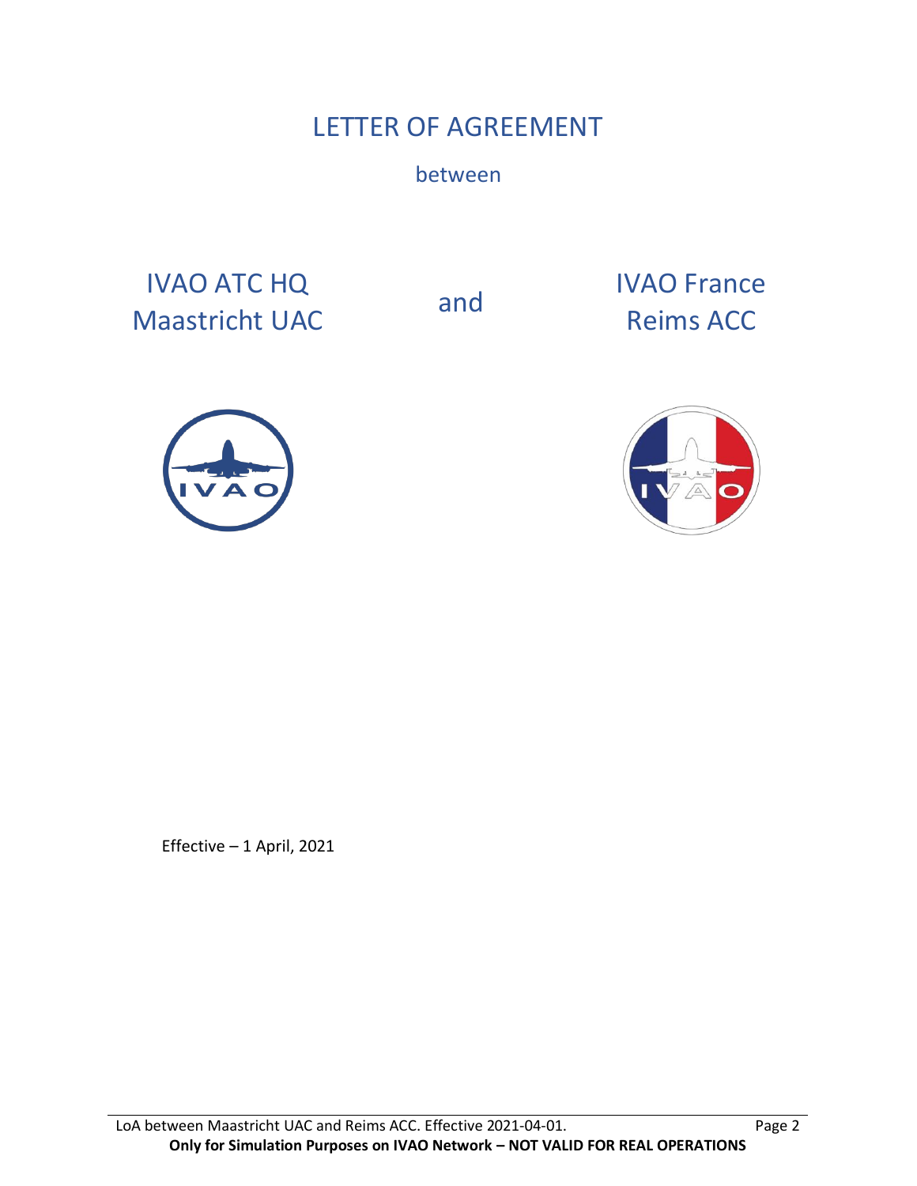# LETTER OF AGREEMENT

between

IVAO ATC HQ
Maastricht UAC

and

IVAO France
Reims ACC

Effective – 1 April, 2021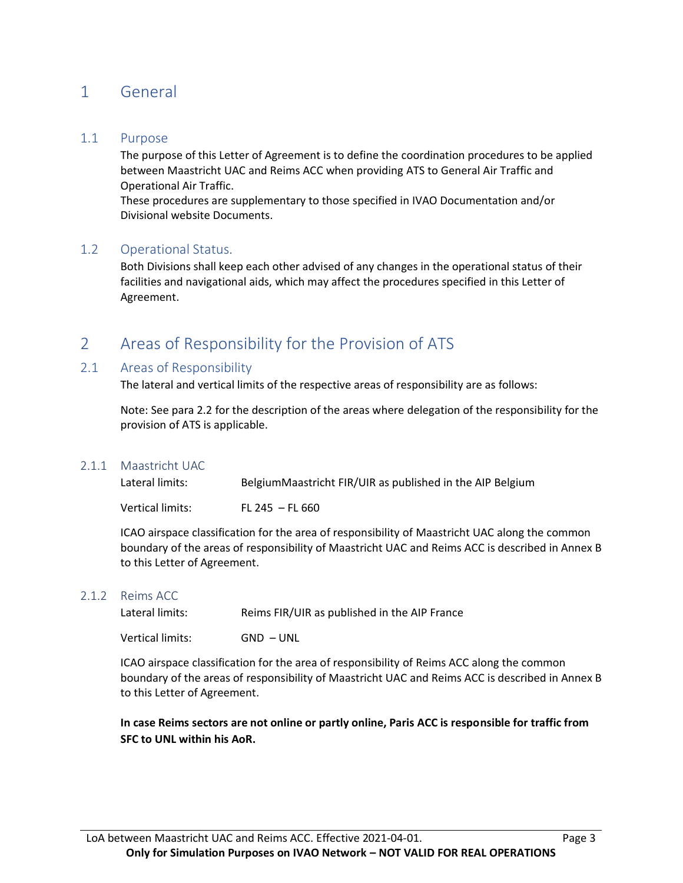# 1 General

## 1.1 Purpose

The purpose of this Letter of Agreement is to define the coordination procedures to be applied between Maastricht UAC and Reims ACC when providing ATS to General Air Traffic and Operational Air Traffic.
These procedures are supplementary to those specified in IVAO Documentation and/or Divisional website Documents.

## 1.2 Operational Status.

Both Divisions shall keep each other advised of any changes in the operational status of their facilities and navigational aids, which may affect the procedures specified in this Letter of Agreement.

# 2 Areas of Responsibility for the Provision of ATS

## 2.1 Areas of Responsibility

The lateral and vertical limits of the respective areas of responsibility are as follows:

Note: See para 2.2 for the description of the areas where delegation of the responsibility for the provision of ATS is applicable.

### 2.1.1 Maastricht UAC

Lateral limits: BelgiumMaastricht FIR/UIR as published in the AIP Belgium

Vertical limits: FL 245 – FL 660

ICAO airspace classification for the area of responsibility of Maastricht UAC along the common boundary of the areas of responsibility of Maastricht UAC and Reims ACC is described in Annex B to this Letter of Agreement.

### 2.1.2 Reims ACC

Lateral limits: Reims FIR/UIR as published in the AIP France

Vertical limits: GND – UNL

ICAO airspace classification for the area of responsibility of Reims ACC along the common boundary of the areas of responsibility of Maastricht UAC and Reims ACC is described in Annex B to this Letter of Agreement.

**In case Reims sectors are not online or partly online, Paris ACC is responsible for traffic from SFC to UNL within his AoR.**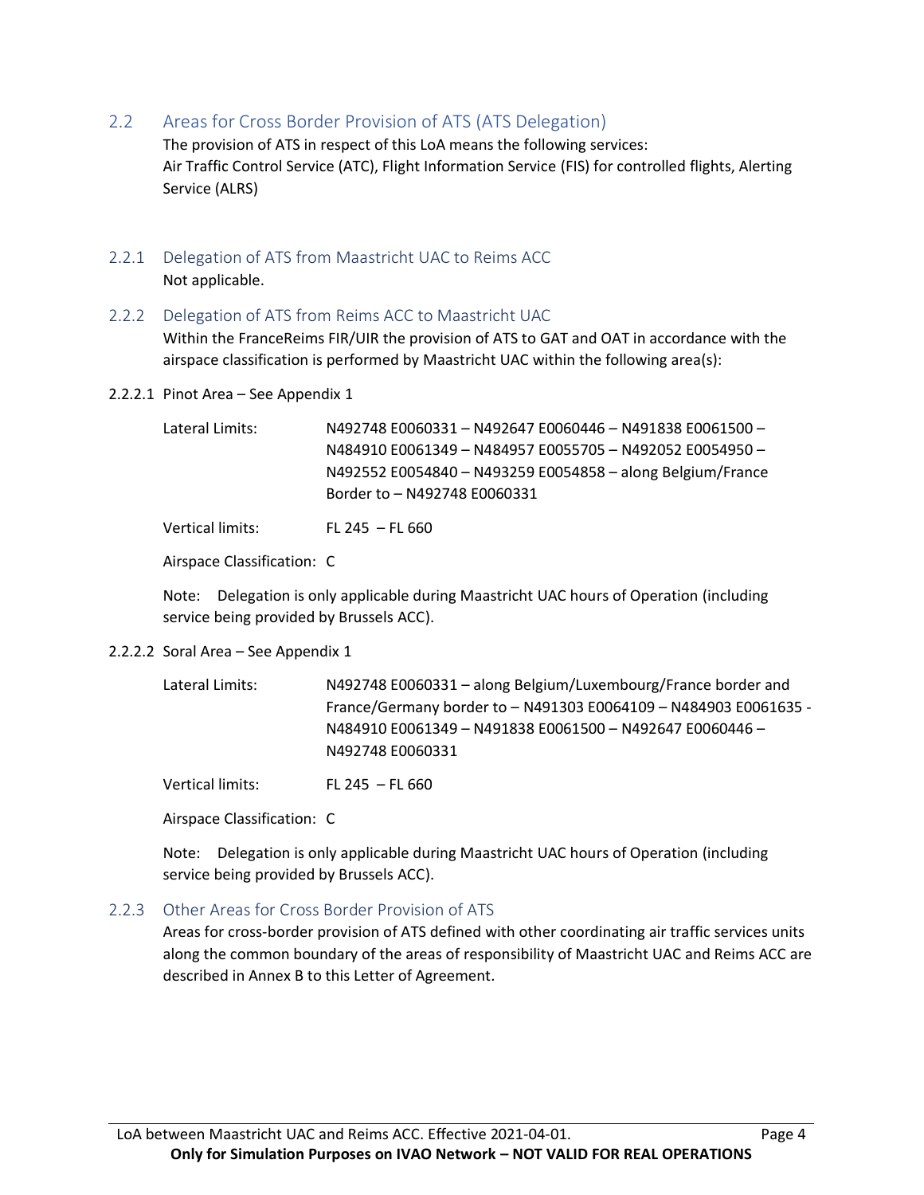## 2.2 Areas for Cross Border Provision of ATS (ATS Delegation)

The provision of ATS in respect of this LoA means the following services:
Air Traffic Control Service (ATC), Flight Information Service (FIS) for controlled flights, Alerting Service (ALRS)

### 2.2.1 Delegation of ATS from Maastricht UAC to Reims ACC

Not applicable.

### 2.2.2 Delegation of ATS from Reims ACC to Maastricht UAC

Within the FranceReims FIR/UIR the provision of ATS to GAT and OAT in accordance with the airspace classification is performed by Maastricht UAC within the following area(s):

#### 2.2.2.1 Pinot Area – See Appendix 1

Lateral Limits: N492748 E0060331 – N492647 E0060446 – N491838 E0061500 – N484910 E0061349 – N484957 E0055705 – N492052 E0054950 – N492552 E0054840 – N493259 E0054858 – along Belgium/France Border to – N492748 E0060331

Vertical limits: FL 245 – FL 660

Airspace Classification: C

Note: Delegation is only applicable during Maastricht UAC hours of Operation (including service being provided by Brussels ACC).

#### 2.2.2.2 Soral Area – See Appendix 1

Lateral Limits: N492748 E0060331 – along Belgium/Luxembourg/France border and France/Germany border to – N491303 E0064109 – N484903 E0061635 - N484910 E0061349 – N491838 E0061500 – N492647 E0060446 – N492748 E0060331

Vertical limits: FL 245 – FL 660

Airspace Classification: C

Note: Delegation is only applicable during Maastricht UAC hours of Operation (including service being provided by Brussels ACC).

### 2.2.3 Other Areas for Cross Border Provision of ATS

Areas for cross-border provision of ATS defined with other coordinating air traffic services units along the common boundary of the areas of responsibility of Maastricht UAC and Reims ACC are described in Annex B to this Letter of Agreement.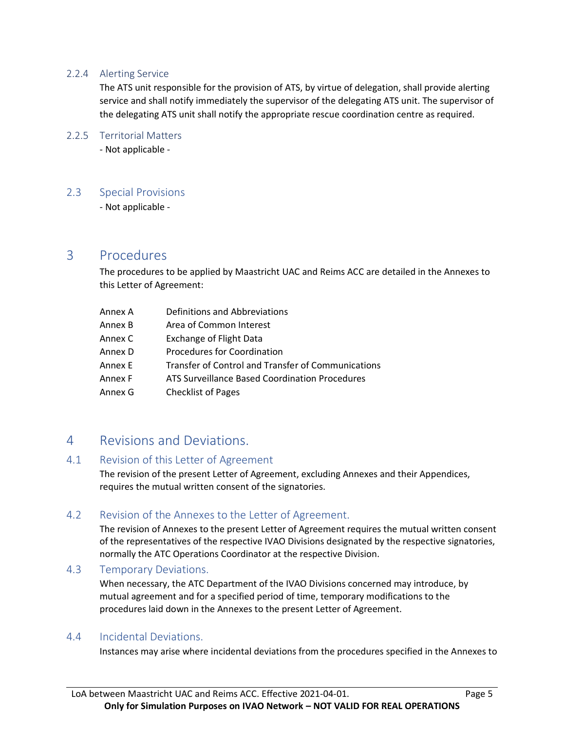### 2.2.4 Alerting Service

The ATS unit responsible for the provision of ATS, by virtue of delegation, shall provide alerting service and shall notify immediately the supervisor of the delegating ATS unit. The supervisor of the delegating ATS unit shall notify the appropriate rescue coordination centre as required.

### 2.2.5 Territorial Matters

- Not applicable -

## 2.3 Special Provisions

- Not applicable -

# 3 Procedures

The procedures to be applied by Maastricht UAC and Reims ACC are detailed in the Annexes to this Letter of Agreement:

| | |
|---|---|
| Annex A | Definitions and Abbreviations |
| Annex B | Area of Common Interest |
| Annex C | Exchange of Flight Data |
| Annex D | Procedures for Coordination |
| Annex E | Transfer of Control and Transfer of Communications |
| Annex F | ATS Surveillance Based Coordination Procedures |
| Annex G | Checklist of Pages |

# 4 Revisions and Deviations.

## 4.1 Revision of this Letter of Agreement

The revision of the present Letter of Agreement, excluding Annexes and their Appendices, requires the mutual written consent of the signatories.

## 4.2 Revision of the Annexes to the Letter of Agreement.

The revision of Annexes to the present Letter of Agreement requires the mutual written consent of the representatives of the respective IVAO Divisions designated by the respective signatories, normally the ATC Operations Coordinator at the respective Division.

## 4.3 Temporary Deviations.

When necessary, the ATC Department of the IVAO Divisions concerned may introduce, by mutual agreement and for a specified period of time, temporary modifications to the procedures laid down in the Annexes to the present Letter of Agreement.

## 4.4 Incidental Deviations.

Instances may arise where incidental deviations from the procedures specified in the Annexes to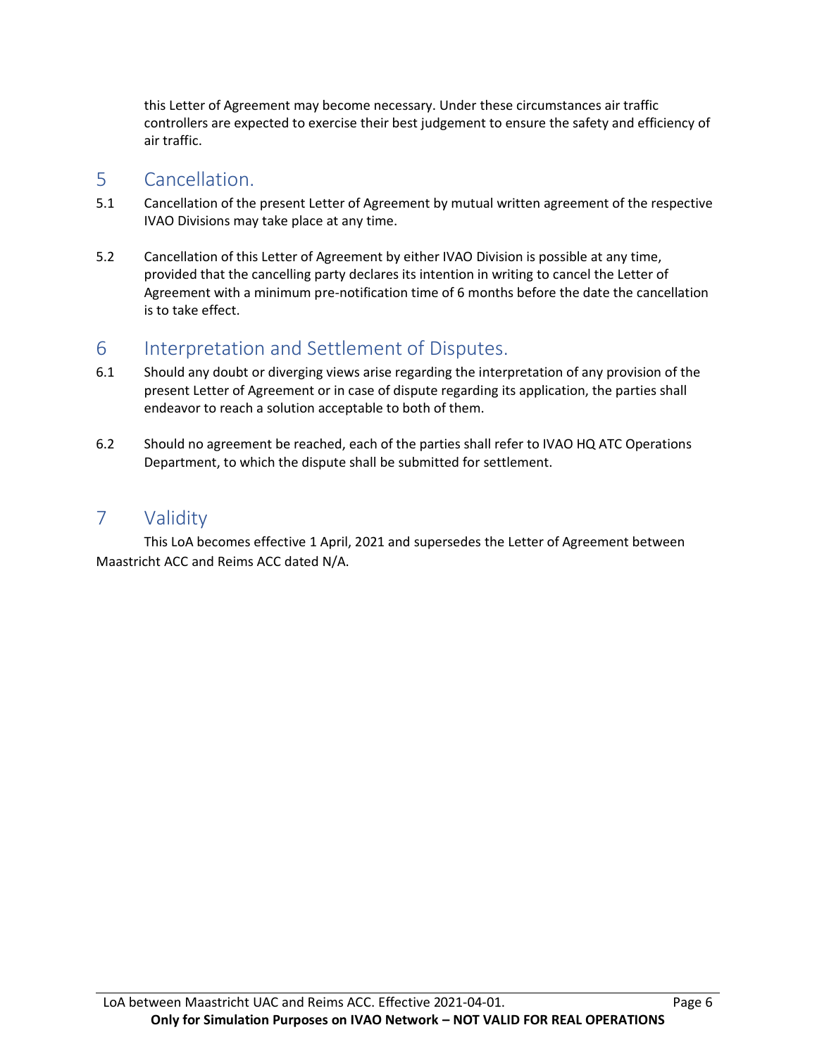this Letter of Agreement may become necessary. Under these circumstances air traffic controllers are expected to exercise their best judgement to ensure the safety and efficiency of air traffic.

# 5 Cancellation.

5.1 Cancellation of the present Letter of Agreement by mutual written agreement of the respective IVAO Divisions may take place at any time.

5.2 Cancellation of this Letter of Agreement by either IVAO Division is possible at any time, provided that the cancelling party declares its intention in writing to cancel the Letter of Agreement with a minimum pre-notification time of 6 months before the date the cancellation is to take effect.

# 6 Interpretation and Settlement of Disputes.

6.1 Should any doubt or diverging views arise regarding the interpretation of any provision of the present Letter of Agreement or in case of dispute regarding its application, the parties shall endeavor to reach a solution acceptable to both of them.

6.2 Should no agreement be reached, each of the parties shall refer to IVAO HQ ATC Operations Department, to which the dispute shall be submitted for settlement.

# 7 Validity

This LoA becomes effective 1 April, 2021 and supersedes the Letter of Agreement between Maastricht ACC and Reims ACC dated N/A.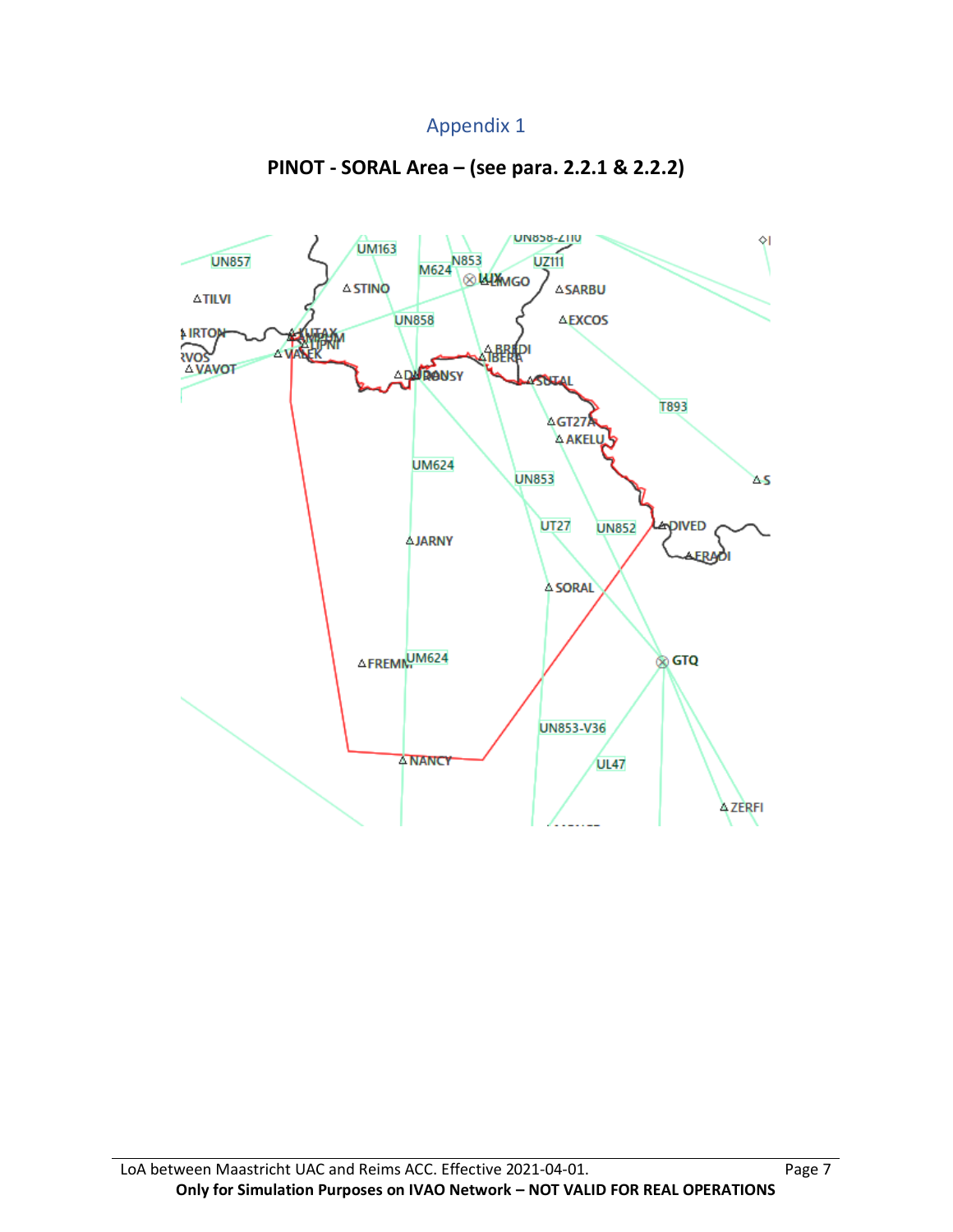Appendix 1

## PINOT - SORAL Area – (see para. 2.2.1 & 2.2.2)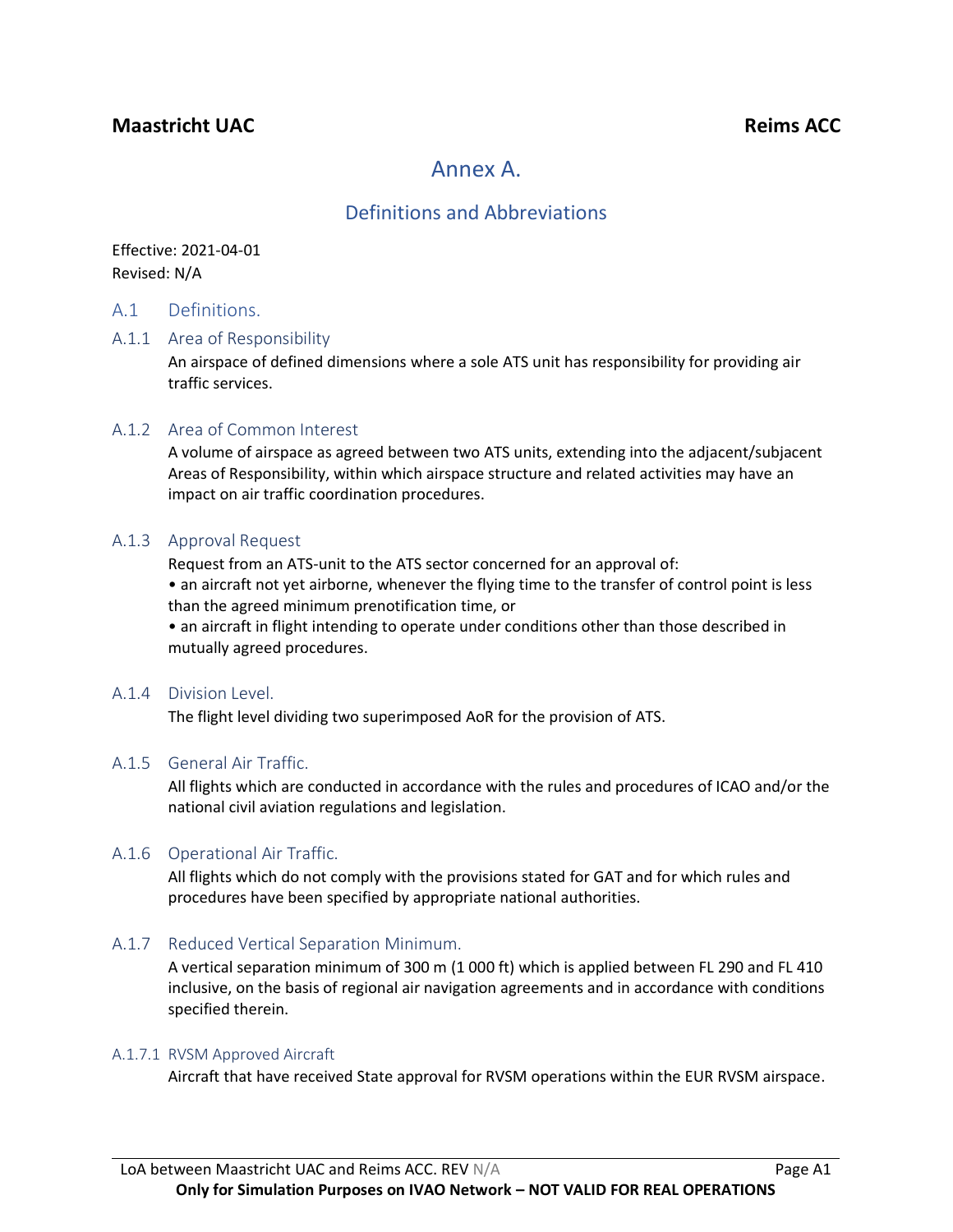# Annex A.

## Definitions and Abbreviations

Effective: 2021-04-01
Revised: N/A

## A.1 Definitions.

### A.1.1 Area of Responsibility

An airspace of defined dimensions where a sole ATS unit has responsibility for providing air traffic services.

### A.1.2 Area of Common Interest

A volume of airspace as agreed between two ATS units, extending into the adjacent/subjacent Areas of Responsibility, within which airspace structure and related activities may have an impact on air traffic coordination procedures.

### A.1.3 Approval Request

Request from an ATS-unit to the ATS sector concerned for an approval of:

- an aircraft not yet airborne, whenever the flying time to the transfer of control point is less than the agreed minimum prenotification time, or
- an aircraft in flight intending to operate under conditions other than those described in mutually agreed procedures.

### A.1.4 Division Level.

The flight level dividing two superimposed AoR for the provision of ATS.

### A.1.5 General Air Traffic.

All flights which are conducted in accordance with the rules and procedures of ICAO and/or the national civil aviation regulations and legislation.

### A.1.6 Operational Air Traffic.

All flights which do not comply with the provisions stated for GAT and for which rules and procedures have been specified by appropriate national authorities.

### A.1.7 Reduced Vertical Separation Minimum.

A vertical separation minimum of 300 m (1 000 ft) which is applied between FL 290 and FL 410 inclusive, on the basis of regional air navigation agreements and in accordance with conditions specified therein.

#### A.1.7.1 RVSM Approved Aircraft

Aircraft that have received State approval for RVSM operations within the EUR RVSM airspace.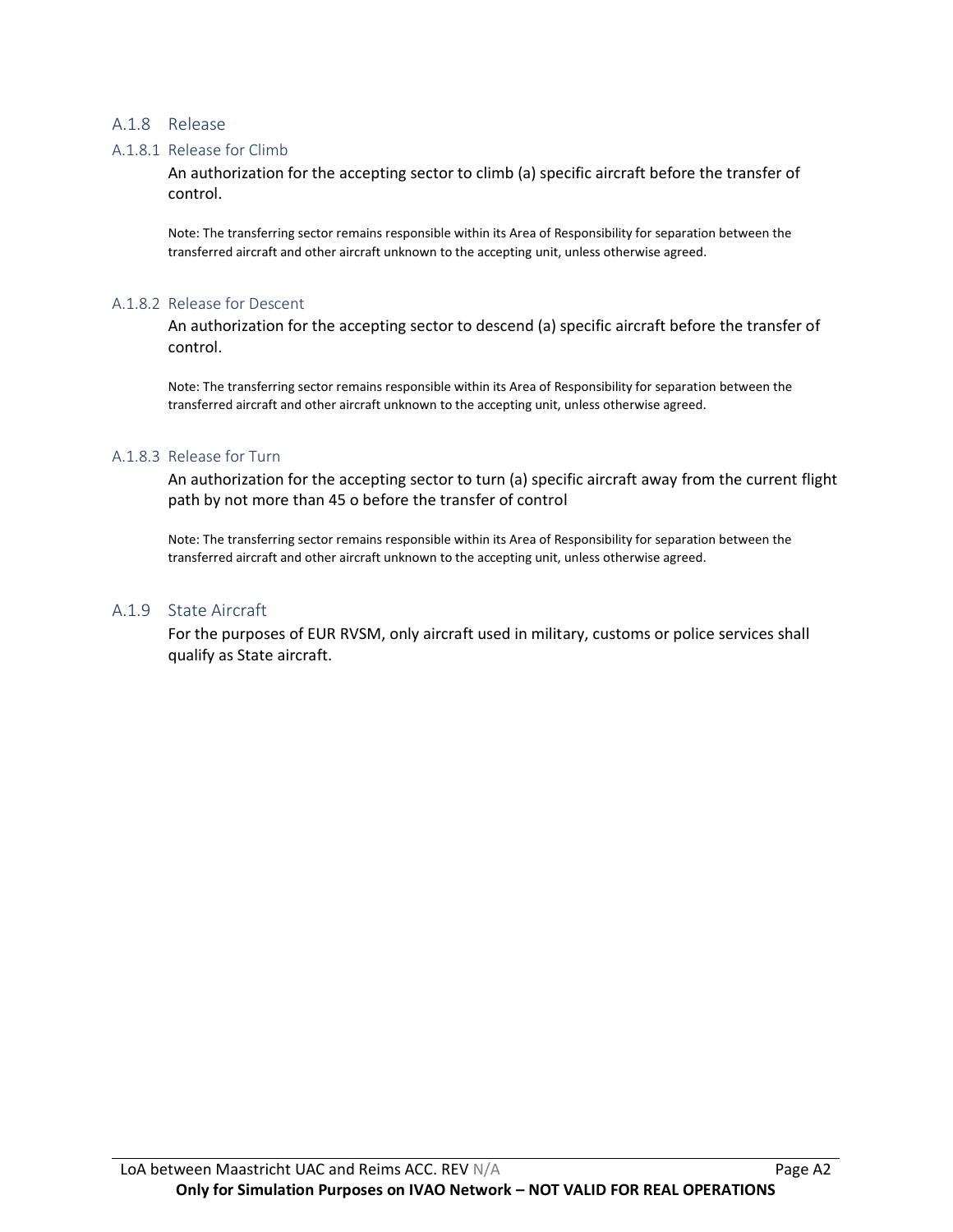### A.1.8 Release

#### A.1.8.1 Release for Climb

An authorization for the accepting sector to climb (a) specific aircraft before the transfer of control.

Note: The transferring sector remains responsible within its Area of Responsibility for separation between the transferred aircraft and other aircraft unknown to the accepting unit, unless otherwise agreed.

#### A.1.8.2 Release for Descent

An authorization for the accepting sector to descend (a) specific aircraft before the transfer of control.

Note: The transferring sector remains responsible within its Area of Responsibility for separation between the transferred aircraft and other aircraft unknown to the accepting unit, unless otherwise agreed.

#### A.1.8.3 Release for Turn

An authorization for the accepting sector to turn (a) specific aircraft away from the current flight path by not more than 45 o before the transfer of control

Note: The transferring sector remains responsible within its Area of Responsibility for separation between the transferred aircraft and other aircraft unknown to the accepting unit, unless otherwise agreed.

### A.1.9 State Aircraft

For the purposes of EUR RVSM, only aircraft used in military, customs or police services shall qualify as State aircraft.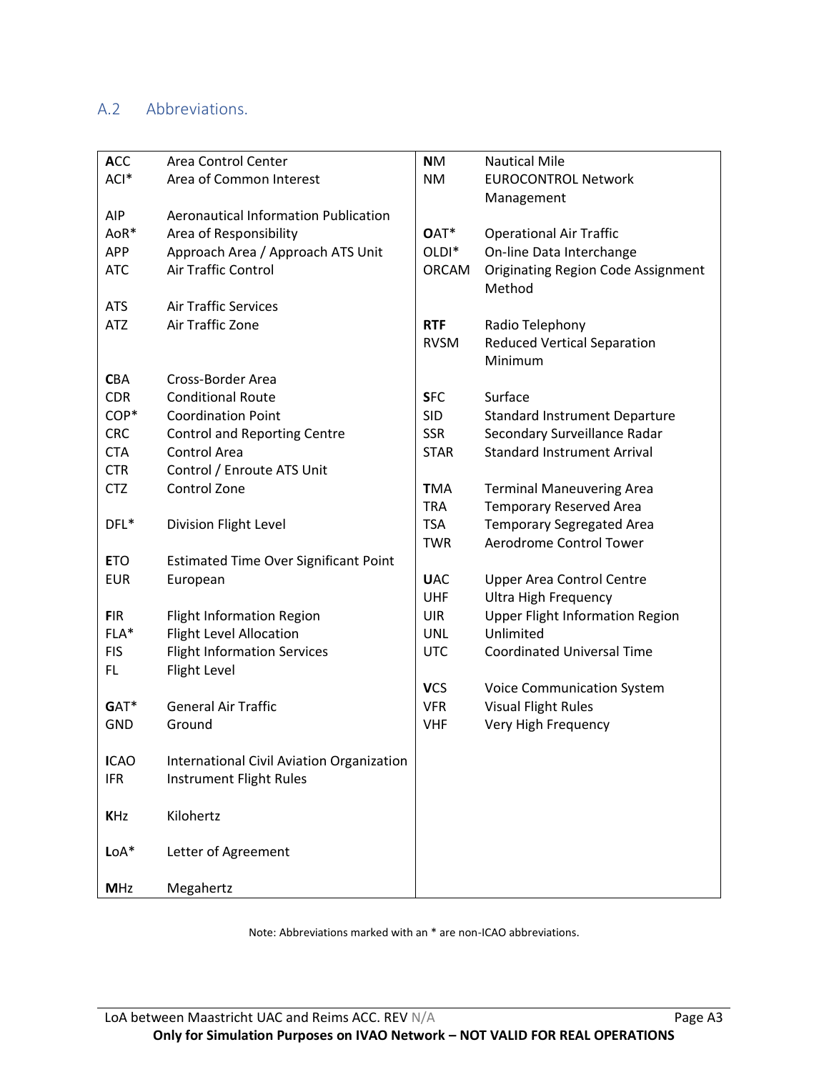## A.2 Abbreviations.

| Abbreviation | Meaning |
|---|---|
| **A**CC | Area Control Center |
| ACI* | Area of Common Interest |
| AIP | Aeronautical Information Publication |
| AoR* | Area of Responsibility |
| APP | Approach Area / Approach ATS Unit |
| ATC | Air Traffic Control |
| ATS | Air Traffic Services |
| ATZ | Air Traffic Zone |
| **C**BA | Cross-Border Area |
| CDR | Conditional Route |
| COP* | Coordination Point |
| CRC | Control and Reporting Centre |
| CTA | Control Area |
| CTR | Control / Enroute ATS Unit |
| CTZ | Control Zone |
| DFL* | Division Flight Level |
| **E**TO | Estimated Time Over Significant Point |
| EUR | European |
| **F**IR | Flight Information Region |
| FLA* | Flight Level Allocation |
| FIS | Flight Information Services |
| FL | Flight Level |
| **G**AT* | General Air Traffic |
| GND | Ground |
| **I**CAO | International Civil Aviation Organization |
| IFR | Instrument Flight Rules |
| **K**Hz | Kilohertz |
| **L**oA* | Letter of Agreement |
| **M**Hz | Megahertz |
| **N**M | Nautical Mile |
| NM | EUROCONTROL Network Management |
| **O**AT* | Operational Air Traffic |
| OLDI* | On-line Data Interchange |
| ORCAM | Originating Region Code Assignment Method |
| **RTF** | Radio Telephony |
| RVSM | Reduced Vertical Separation Minimum |
| **S**FC | Surface |
| SID | Standard Instrument Departure |
| SSR | Secondary Surveillance Radar |
| STAR | Standard Instrument Arrival |
| **T**MA | Terminal Maneuvering Area |
| TRA | Temporary Reserved Area |
| TSA | Temporary Segregated Area |
| TWR | Aerodrome Control Tower |
| **U**AC | Upper Area Control Centre |
| UHF | Ultra High Frequency |
| UIR | Upper Flight Information Region |
| UNL | Unlimited |
| UTC | Coordinated Universal Time |
| **V**CS | Voice Communication System |
| VFR | Visual Flight Rules |
| VHF | Very High Frequency |

Note: Abbreviations marked with an * are non-ICAO abbreviations.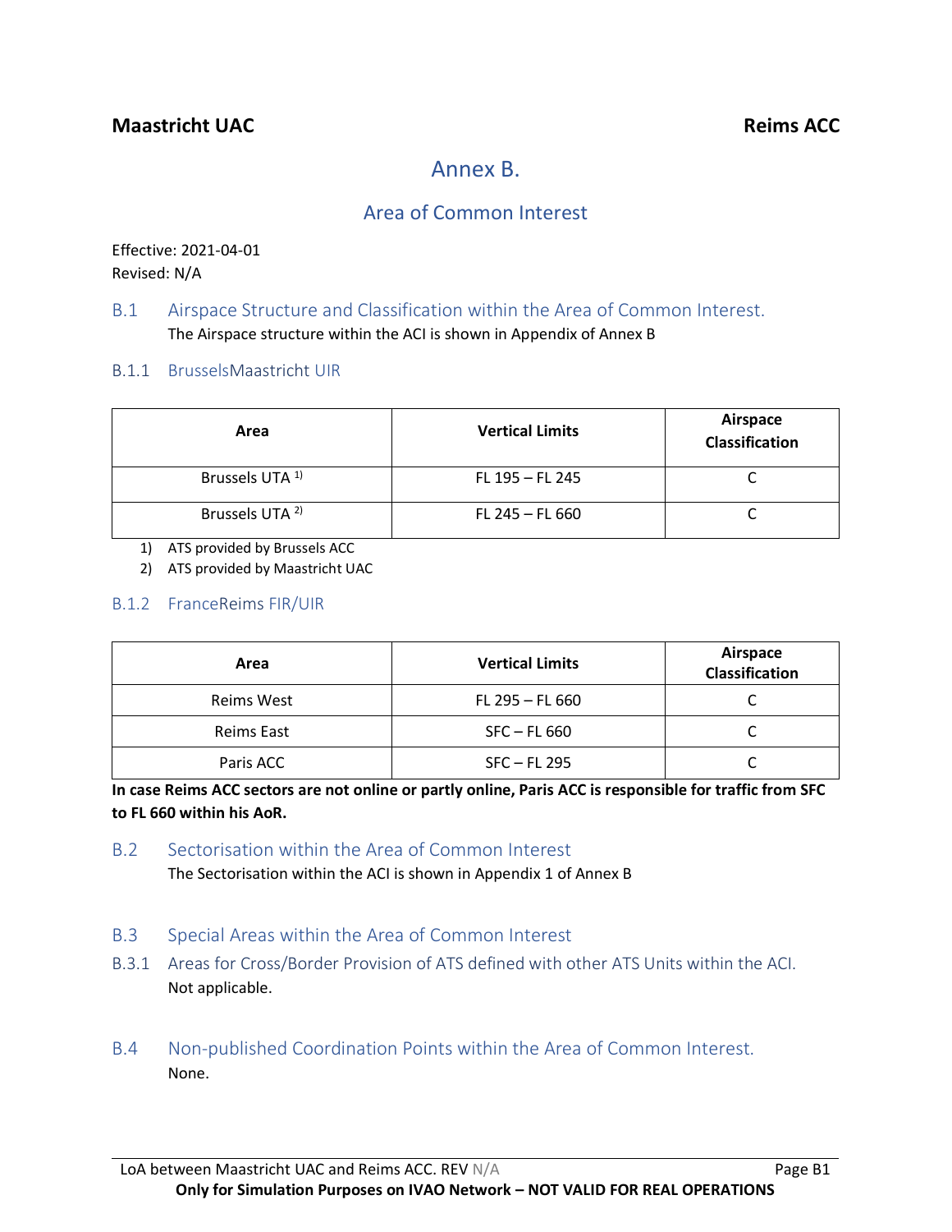## Annex B.

### Area of Common Interest

Effective: 2021-04-01
Revised: N/A

### B.1 Airspace Structure and Classification within the Area of Common Interest.

The Airspace structure within the ACI is shown in Appendix of Annex B

#### B.1.1 BrusselsMaastricht UIR

| Area | Vertical Limits | Airspace Classification |
|---|---|---|
| Brussels UTA [1)] | FL 195 – FL 245 | C |
| Brussels UTA [2)] | FL 245 – FL 660 | C |

1) ATS provided by Brussels ACC
2) ATS provided by Maastricht UAC

#### B.1.2 FranceReims FIR/UIR

| Area | Vertical Limits | Airspace Classification |
|---|---|---|
| Reims West | FL 295 – FL 660 | C |
| Reims East | SFC – FL 660 | C |
| Paris ACC | SFC – FL 295 | C |

**In case Reims ACC sectors are not online or partly online, Paris ACC is responsible for traffic from SFC to FL 660 within his AoR.**

### B.2 Sectorisation within the Area of Common Interest

The Sectorisation within the ACI is shown in Appendix 1 of Annex B

### B.3 Special Areas within the Area of Common Interest

#### B.3.1 Areas for Cross/Border Provision of ATS defined with other ATS Units within the ACI.

Not applicable.

### B.4 Non-published Coordination Points within the Area of Common Interest.

None.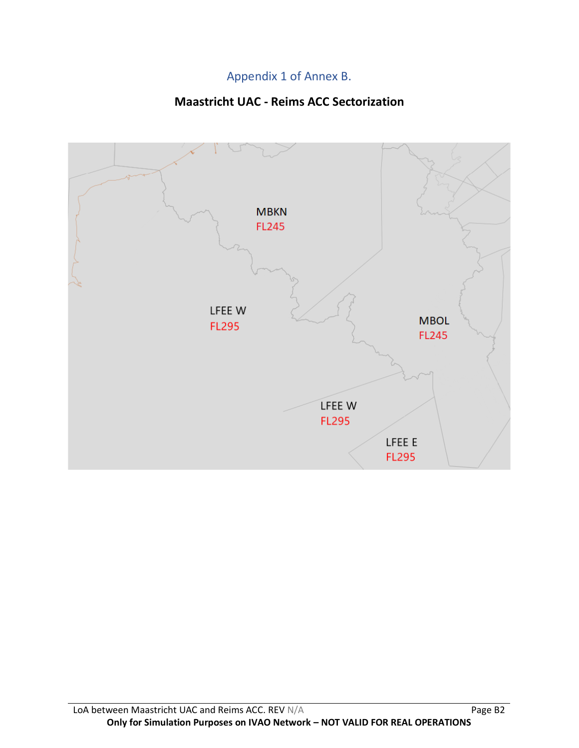Appendix 1 of Annex B.

## Maastricht UAC - Reims ACC Sectorization

MBKN
FL245

LFEE W
FL295

MBOL
FL245

LFEE W
FL295

LFEE E
FL295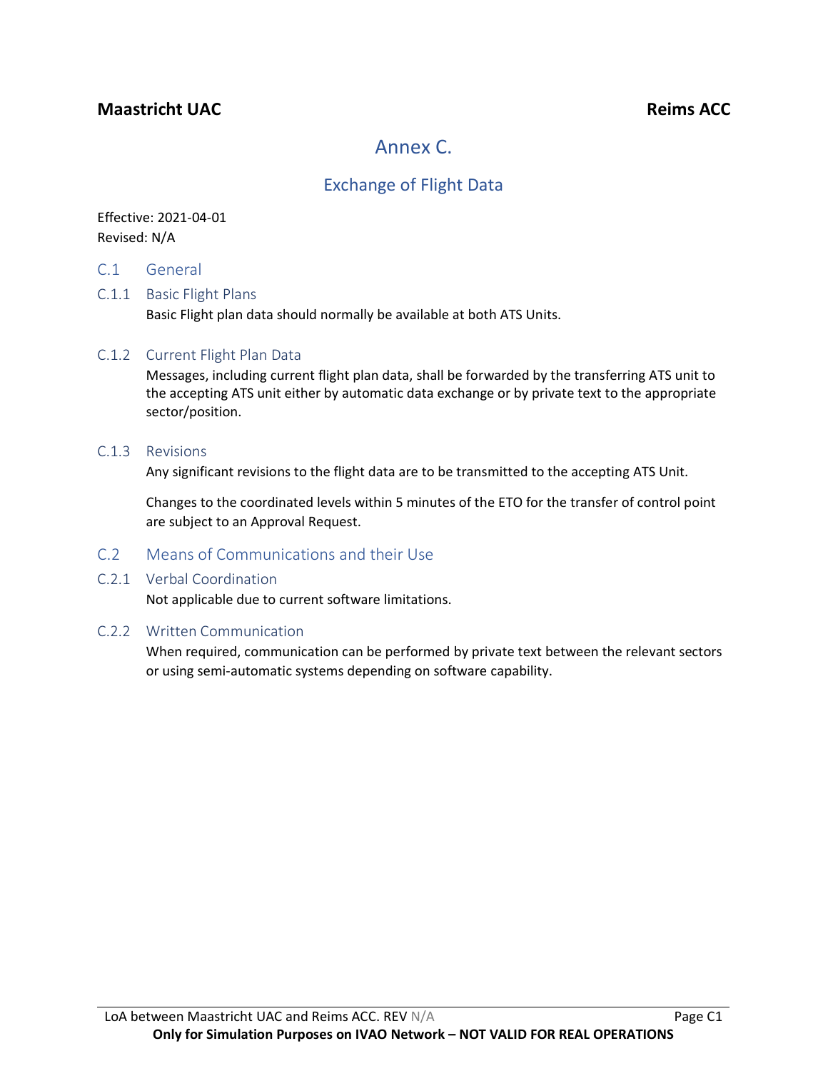# Annex C.

## Exchange of Flight Data

Effective: 2021-04-01
Revised: N/A

### C.1 General

#### C.1.1 Basic Flight Plans

Basic Flight plan data should normally be available at both ATS Units.

#### C.1.2 Current Flight Plan Data

Messages, including current flight plan data, shall be forwarded by the transferring ATS unit to the accepting ATS unit either by automatic data exchange or by private text to the appropriate sector/position.

#### C.1.3 Revisions

Any significant revisions to the flight data are to be transmitted to the accepting ATS Unit.

Changes to the coordinated levels within 5 minutes of the ETO for the transfer of control point are subject to an Approval Request.

### C.2 Means of Communications and their Use

#### C.2.1 Verbal Coordination

Not applicable due to current software limitations.

#### C.2.2 Written Communication

When required, communication can be performed by private text between the relevant sectors or using semi-automatic systems depending on software capability.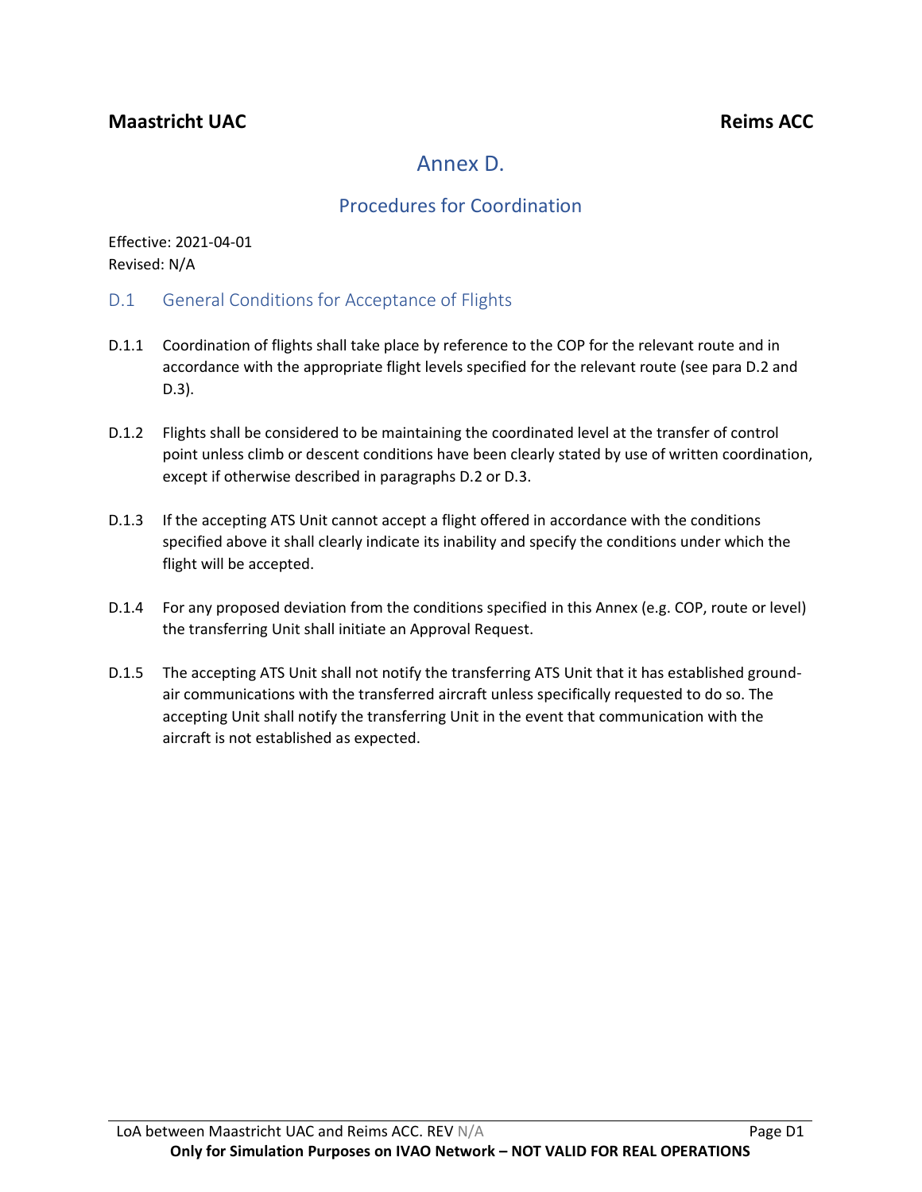**Maastricht UAC** **Reims ACC**

# Annex D.

## Procedures for Coordination

Effective: 2021-04-01
Revised: N/A

### D.1 General Conditions for Acceptance of Flights

D.1.1 Coordination of flights shall take place by reference to the COP for the relevant route and in accordance with the appropriate flight levels specified for the relevant route (see para D.2 and D.3).

D.1.2 Flights shall be considered to be maintaining the coordinated level at the transfer of control point unless climb or descent conditions have been clearly stated by use of written coordination, except if otherwise described in paragraphs D.2 or D.3.

D.1.3 If the accepting ATS Unit cannot accept a flight offered in accordance with the conditions specified above it shall clearly indicate its inability and specify the conditions under which the flight will be accepted.

D.1.4 For any proposed deviation from the conditions specified in this Annex (e.g. COP, route or level) the transferring Unit shall initiate an Approval Request.

D.1.5 The accepting ATS Unit shall not notify the transferring ATS Unit that it has established ground-air communications with the transferred aircraft unless specifically requested to do so. The accepting Unit shall notify the transferring Unit in the event that communication with the aircraft is not established as expected.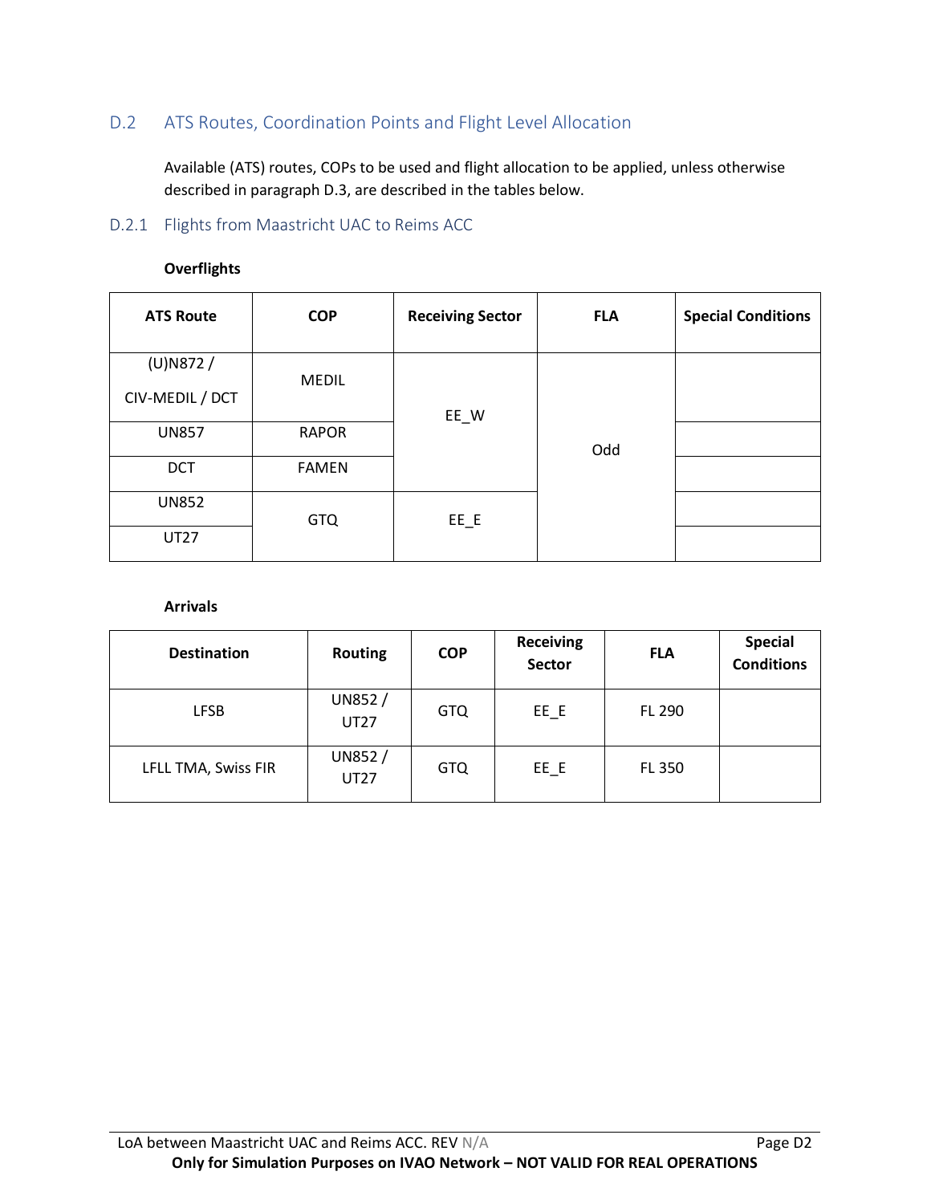## D.2 ATS Routes, Coordination Points and Flight Level Allocation

Available (ATS) routes, COPs to be used and flight allocation to be applied, unless otherwise described in paragraph D.3, are described in the tables below.

### D.2.1 Flights from Maastricht UAC to Reims ACC

**Overflights**

| ATS Route | COP | Receiving Sector | FLA | Special Conditions |
|---|---|---|---|---|
| (U)N872 / CIV-MEDIL / DCT | MEDIL | EE_W | Odd | |
| UN857 | RAPOR | EE_W | Odd | |
| DCT | FAMEN | EE_W | Odd | |
| UN852 | GTQ | EE_E | Odd | |
| UT27 | GTQ | EE_E | Odd | |

**Arrivals**

| Destination | Routing | COP | Receiving Sector | FLA | Special Conditions |
|---|---|---|---|---|---|
| LFSB | UN852 / UT27 | GTQ | EE_E | FL 290 | |
| LFLL TMA, Swiss FIR | UN852 / UT27 | GTQ | EE_E | FL 350 | |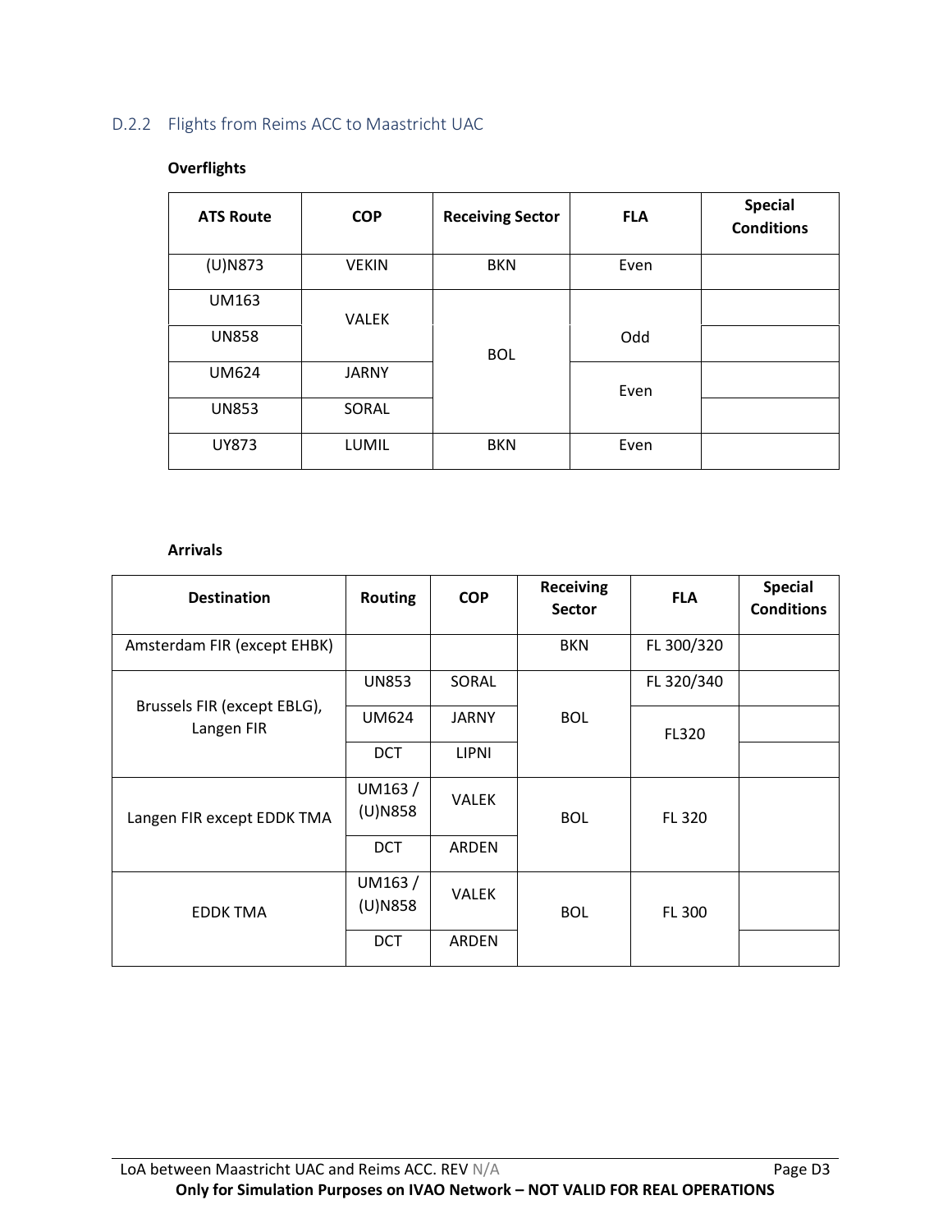### D.2.2 Flights from Reims ACC to Maastricht UAC

**Overflights**

| ATS Route | COP | Receiving Sector | FLA | Special Conditions |
|---|---|---|---|---|
| (U)N873 | VEKIN | BKN | Even | |
| UM163 | VALEK | BOL | Odd | |
| UN858 | VALEK | BOL | Odd | |
| UM624 | JARNY | BOL | Even | |
| UN853 | SORAL | BOL | Even | |
| UY873 | LUMIL | BKN | Even | |

**Arrivals**

| Destination | Routing | COP | Receiving Sector | FLA | Special Conditions |
|---|---|---|---|---|---|
| Amsterdam FIR (except EHBK) | | | BKN | FL 300/320 | |
| Brussels FIR (except EBLG), Langen FIR | UN853 | SORAL | BOL | FL 320/340 | |
| Brussels FIR (except EBLG), Langen FIR | UM624 | JARNY | BOL | FL320 | |
| Brussels FIR (except EBLG), Langen FIR | DCT | LIPNI | BOL | FL320 | |
| Langen FIR except EDDK TMA | UM163 / (U)N858 | VALEK | BOL | FL 320 | |
| Langen FIR except EDDK TMA | DCT | ARDEN | BOL | FL 320 | |
| EDDK TMA | UM163 / (U)N858 | VALEK | BOL | FL 300 | |
| EDDK TMA | DCT | ARDEN | BOL | FL 300 | |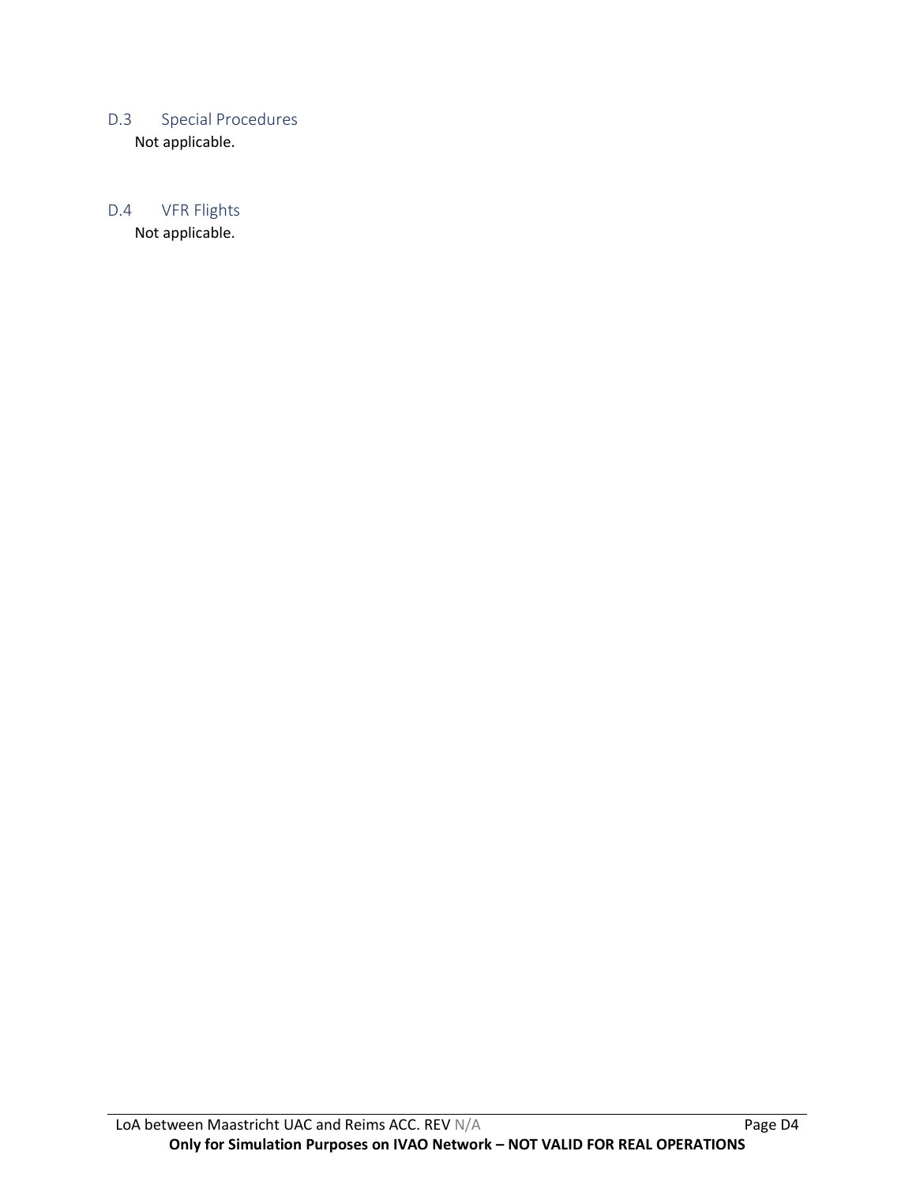## D.3 Special Procedures

Not applicable.

## D.4 VFR Flights

Not applicable.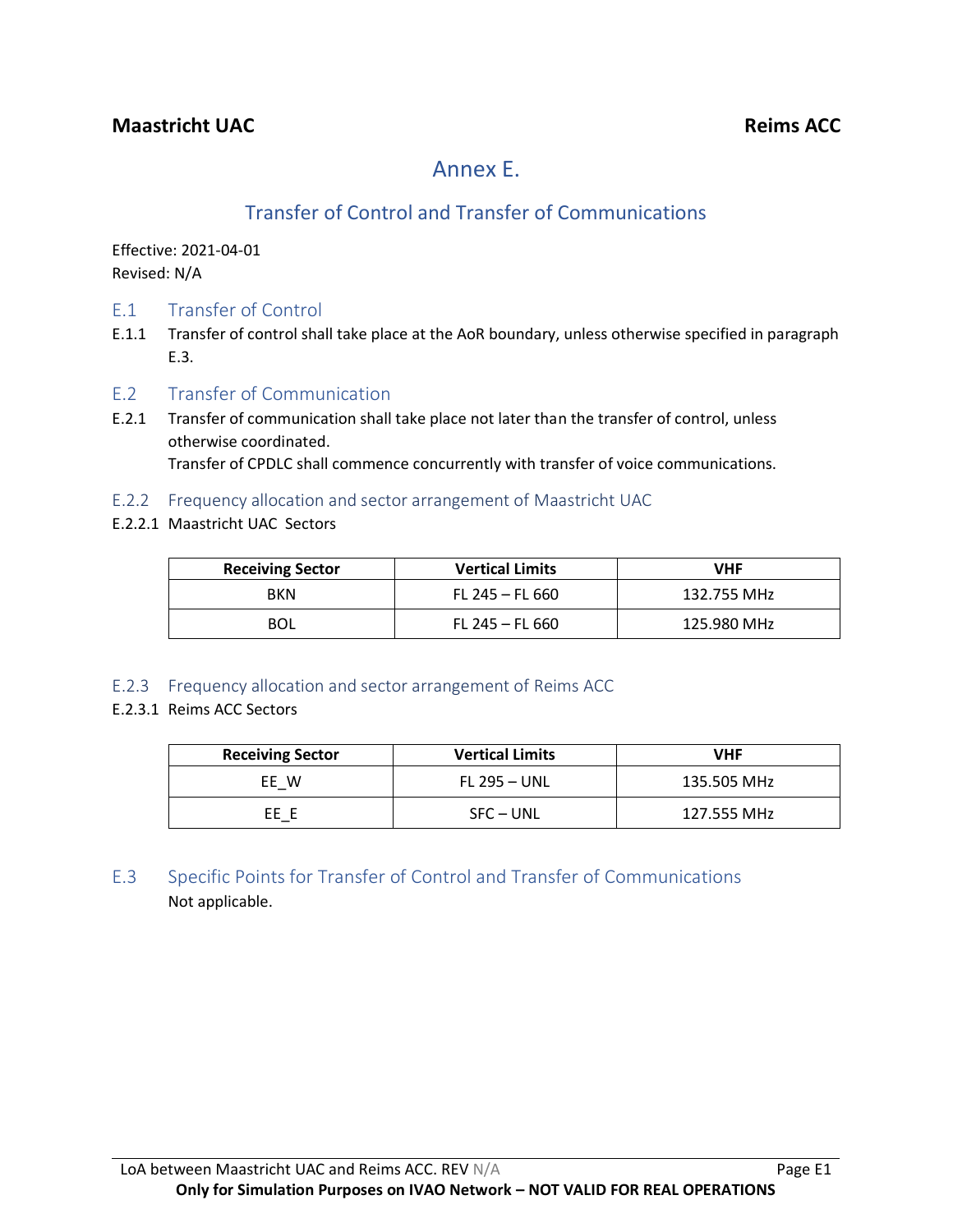**Maastricht UAC** **Reims ACC**

# Annex E.

## Transfer of Control and Transfer of Communications

Effective: 2021-04-01
Revised: N/A

### E.1 Transfer of Control

E.1.1 Transfer of control shall take place at the AoR boundary, unless otherwise specified in paragraph E.3.

### E.2 Transfer of Communication

E.2.1 Transfer of communication shall take place not later than the transfer of control, unless otherwise coordinated.
Transfer of CPDLC shall commence concurrently with transfer of voice communications.

#### E.2.2 Frequency allocation and sector arrangement of Maastricht UAC

E.2.2.1 Maastricht UAC Sectors

| Receiving Sector | Vertical Limits | VHF |
|---|---|---|
| BKN | FL 245 – FL 660 | 132.755 MHz |
| BOL | FL 245 – FL 660 | 125.980 MHz |

#### E.2.3 Frequency allocation and sector arrangement of Reims ACC

E.2.3.1 Reims ACC Sectors

| Receiving Sector | Vertical Limits | VHF |
|---|---|---|
| EE_W | FL 295 – UNL | 135.505 MHz |
| EE_E | SFC – UNL | 127.555 MHz |

### E.3 Specific Points for Transfer of Control and Transfer of Communications

Not applicable.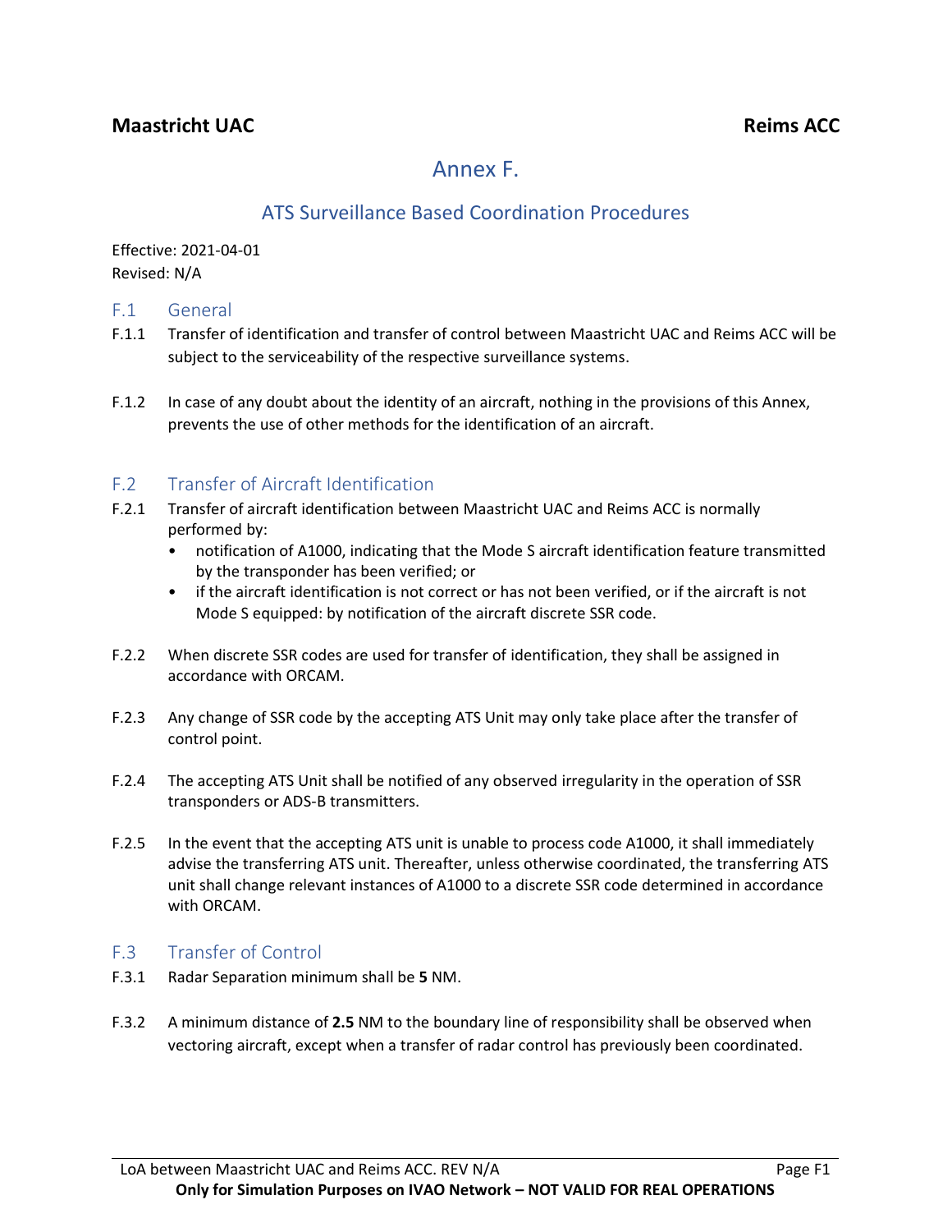# Annex F.

## ATS Surveillance Based Coordination Procedures

Effective: 2021-04-01
Revised: N/A

### F.1 General

F.1.1 Transfer of identification and transfer of control between Maastricht UAC and Reims ACC will be subject to the serviceability of the respective surveillance systems.

F.1.2 In case of any doubt about the identity of an aircraft, nothing in the provisions of this Annex, prevents the use of other methods for the identification of an aircraft.

### F.2 Transfer of Aircraft Identification

F.2.1 Transfer of aircraft identification between Maastricht UAC and Reims ACC is normally performed by:

- notification of A1000, indicating that the Mode S aircraft identification feature transmitted by the transponder has been verified; or
- if the aircraft identification is not correct or has not been verified, or if the aircraft is not Mode S equipped: by notification of the aircraft discrete SSR code.

F.2.2 When discrete SSR codes are used for transfer of identification, they shall be assigned in accordance with ORCAM.

F.2.3 Any change of SSR code by the accepting ATS Unit may only take place after the transfer of control point.

F.2.4 The accepting ATS Unit shall be notified of any observed irregularity in the operation of SSR transponders or ADS-B transmitters.

F.2.5 In the event that the accepting ATS unit is unable to process code A1000, it shall immediately advise the transferring ATS unit. Thereafter, unless otherwise coordinated, the transferring ATS unit shall change relevant instances of A1000 to a discrete SSR code determined in accordance with ORCAM.

### F.3 Transfer of Control

F.3.1 Radar Separation minimum shall be **5** NM.

F.3.2 A minimum distance of **2.5** NM to the boundary line of responsibility shall be observed when vectoring aircraft, except when a transfer of radar control has previously been coordinated.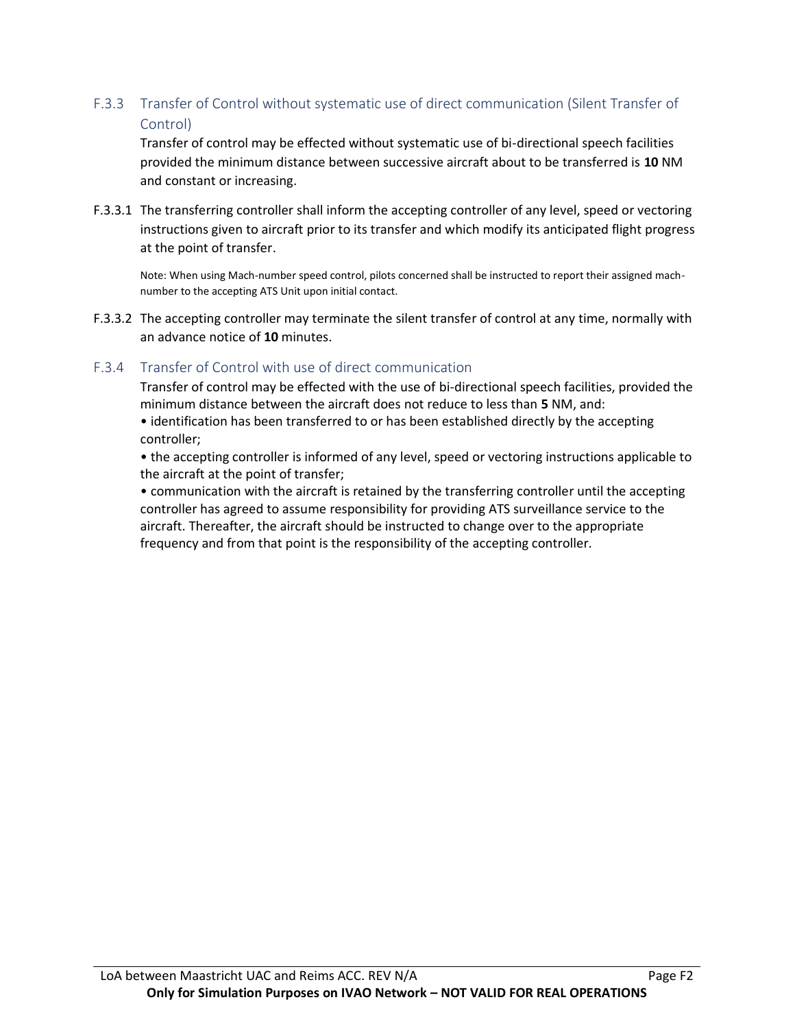### F.3.3 Transfer of Control without systematic use of direct communication (Silent Transfer of Control)

Transfer of control may be effected without systematic use of bi-directional speech facilities provided the minimum distance between successive aircraft about to be transferred is **10** NM and constant or increasing.

F.3.3.1 The transferring controller shall inform the accepting controller of any level, speed or vectoring instructions given to aircraft prior to its transfer and which modify its anticipated flight progress at the point of transfer.

Note: When using Mach-number speed control, pilots concerned shall be instructed to report their assigned mach-number to the accepting ATS Unit upon initial contact.

F.3.3.2 The accepting controller may terminate the silent transfer of control at any time, normally with an advance notice of **10** minutes.

### F.3.4 Transfer of Control with use of direct communication

Transfer of control may be effected with the use of bi-directional speech facilities, provided the minimum distance between the aircraft does not reduce to less than **5** NM, and:

- identification has been transferred to or has been established directly by the accepting controller;
- the accepting controller is informed of any level, speed or vectoring instructions applicable to the aircraft at the point of transfer;
- communication with the aircraft is retained by the transferring controller until the accepting controller has agreed to assume responsibility for providing ATS surveillance service to the aircraft. Thereafter, the aircraft should be instructed to change over to the appropriate frequency and from that point is the responsibility of the accepting controller.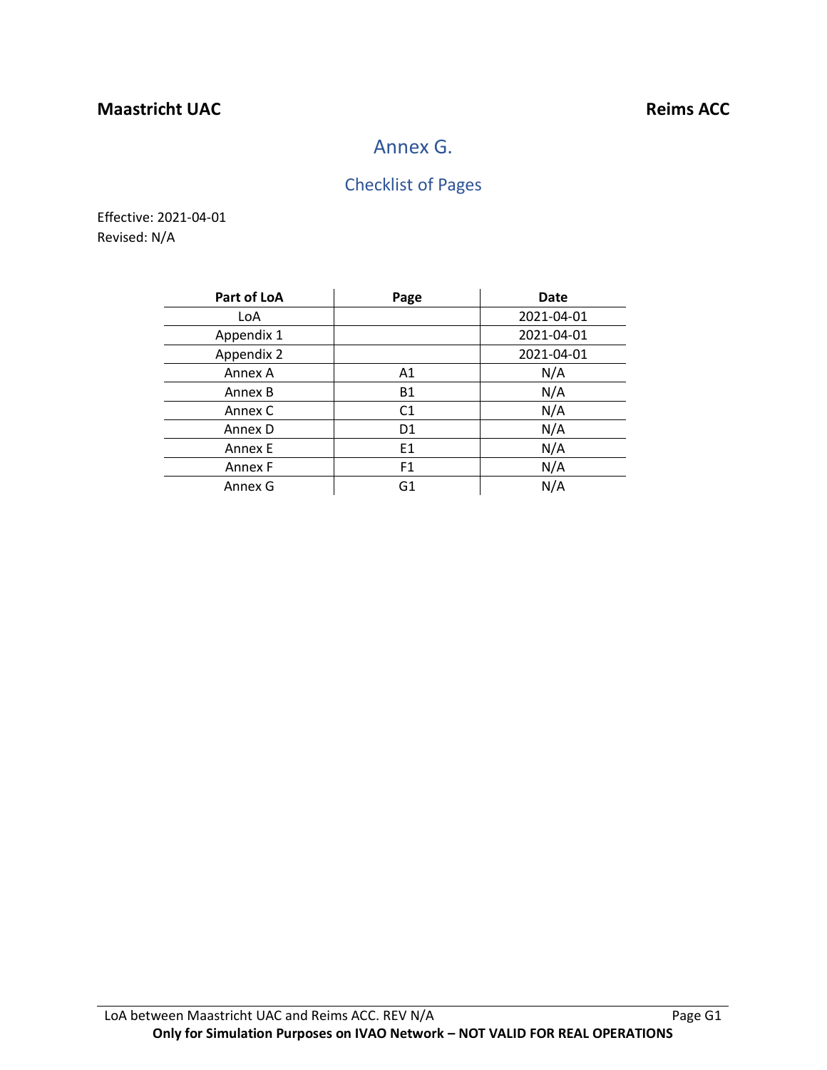# Annex G.

## Checklist of Pages

Effective: 2021-04-01
Revised: N/A

| Part of LoA | Page | Date |
|---|---|---|
| LoA | | 2021-04-01 |
| Appendix 1 | | 2021-04-01 |
| Appendix 2 | | 2021-04-01 |
| Annex A | A1 | N/A |
| Annex B | B1 | N/A |
| Annex C | C1 | N/A |
| Annex D | D1 | N/A |
| Annex E | E1 | N/A |
| Annex F | F1 | N/A |
| Annex G | G1 | N/A |